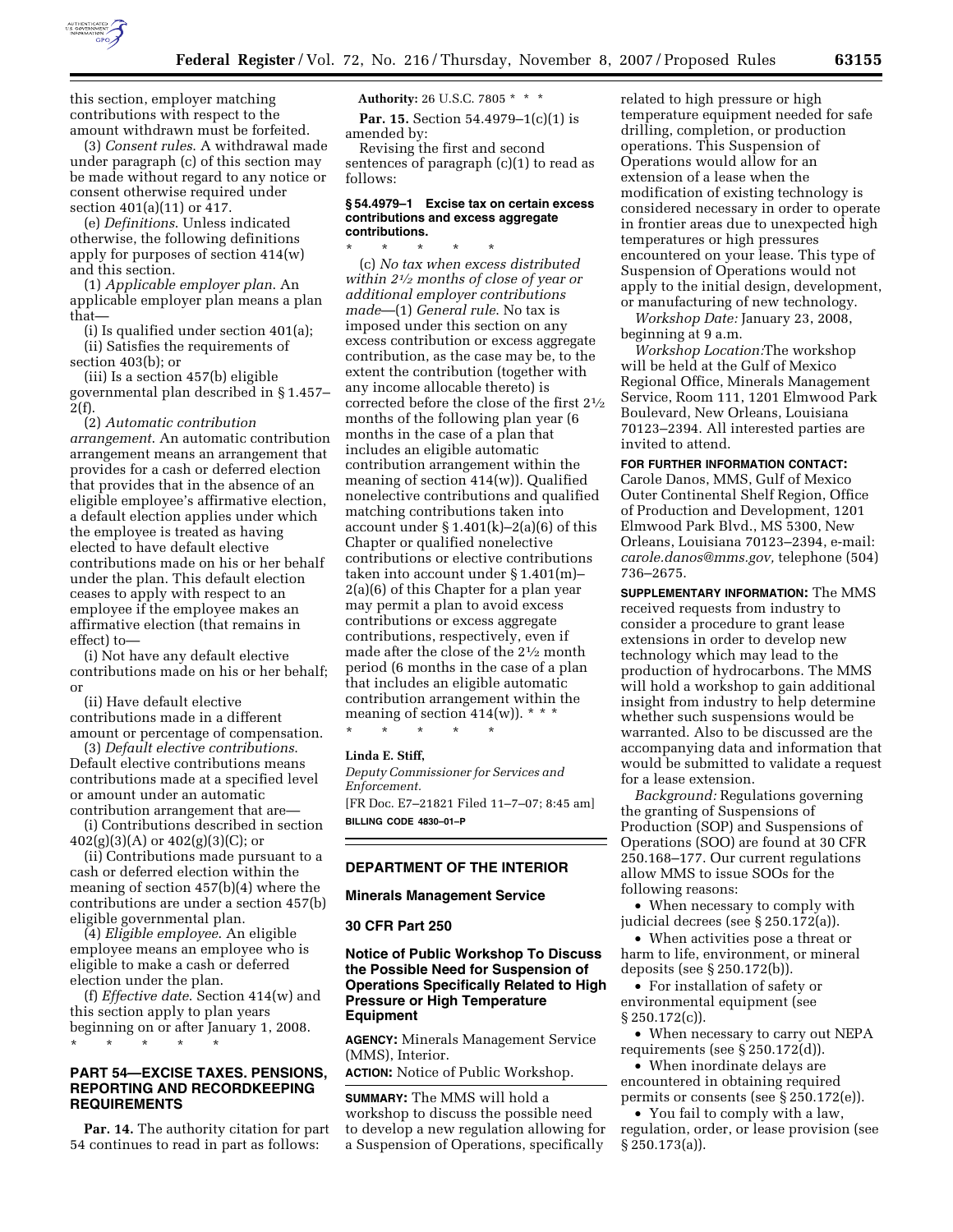this section, employer matching contributions with respect to the amount withdrawn must be forfeited.

(3) *Consent rules*. A withdrawal made under paragraph (c) of this section may be made without regard to any notice or consent otherwise required under section 401(a)(11) or 417.

(e) *Definitions*. Unless indicated otherwise, the following definitions apply for purposes of section 414(w) and this section.

(1) *Applicable employer plan*. An applicable employer plan means a plan that—

(i) Is qualified under section 401(a);

(ii) Satisfies the requirements of section 403(b); or

(iii) Is a section 457(b) eligible governmental plan described in § 1.457–2(f).

(2) *Automatic contribution arrangement*. An automatic contribution arrangement means an arrangement that provides for a cash or deferred election that provides that in the absence of an eligible employee's affirmative election, a default election applies under which the employee is treated as having elected to have default elective contributions made on his or her behalf under the plan. This default election ceases to apply with respect to an employee if the employee makes an affirmative election (that remains in effect) to—

(i) Not have any default elective contributions made on his or her behalf; or

(ii) Have default elective contributions made in a different amount or percentage of compensation.

(3) *Default elective contributions*. Default elective contributions means contributions made at a specified level or amount under an automatic contribution arrangement that are—

(i) Contributions described in section 402(g)(3)(A) or 402(g)(3)(C); or

(ii) Contributions made pursuant to a cash or deferred election within the meaning of section 457(b)(4) where the contributions are under a section 457(b) eligible governmental plan.

(4) *Eligible employee*. An eligible employee means an employee who is eligible to make a cash or deferred election under the plan.

(f) *Effective date*. Section 414(w) and this section apply to plan years beginning on or after January 1, 2008.

\* \* \* \* \*

## PART 54—EXCISE TAXES. PENSIONS, REPORTING AND RECORDKEEPING REQUIREMENTS

**Par. 14.** The authority citation for part 54 continues to read in part as follows:

**Authority:** 26 U.S.C. 7805 \* \* \*

**Par. 15.** Section 54.4979–1(c)(1) is amended by:

Revising the first and second sentences of paragraph (c)(1) to read as follows:

### § 54.4979–1 Excise tax on certain excess contributions and excess aggregate contributions.

\* \* \* \* \*

(c) *No tax when excess distributed within 2½ months of close of year or additional employer contributions made*—(1) *General rule*. No tax is imposed under this section on any excess contribution or excess aggregate contribution, as the case may be, to the extent the contribution (together with any income allocable thereto) is corrected before the close of the first 2½ months of the following plan year (6 months in the case of a plan that includes an eligible automatic contribution arrangement within the meaning of section 414(w)). Qualified nonelective contributions and qualified matching contributions taken into account under § 1.401(k)–2(a)(6) of this Chapter or qualified nonelective contributions or elective contributions taken into account under § 1.401(m)–2(a)(6) of this Chapter for a plan year may permit a plan to avoid excess contributions or excess aggregate contributions, respectively, even if made after the close of the 2½ month period (6 months in the case of a plan that includes an eligible automatic contribution arrangement within the meaning of section 414(w)). \* \* \*

\* \* \* \* \*

**Linda E. Stiff,**

*Deputy Commissioner for Services and Enforcement.*

[FR Doc. E7–21821 Filed 11–7–07; 8:45 am]

**BILLING CODE 4830–01–P**

## DEPARTMENT OF THE INTERIOR

## Minerals Management Service

## 30 CFR Part 250

## Notice of Public Workshop To Discuss the Possible Need for Suspension of Operations Specifically Related to High Pressure or High Temperature Equipment

**AGENCY:** Minerals Management Service (MMS), Interior.

**ACTION:** Notice of Public Workshop.

**SUMMARY:** The MMS will hold a workshop to discuss the possible need to develop a new regulation allowing for a Suspension of Operations, specifically related to high pressure or high temperature equipment needed for safe drilling, completion, or production operations. This Suspension of Operations would allow for an extension of a lease when the modification of existing technology is considered necessary in order to operate in frontier areas due to unexpected high temperatures or high pressures encountered on your lease. This type of Suspension of Operations would not apply to the initial design, development, or manufacturing of new technology.

*Workshop Date:* January 23, 2008, beginning at 9 a.m.

*Workshop Location:* The workshop will be held at the Gulf of Mexico Regional Office, Minerals Management Service, Room 111, 1201 Elmwood Park Boulevard, New Orleans, Louisiana 70123–2394. All interested parties are invited to attend.

**FOR FURTHER INFORMATION CONTACT:** Carole Danos, MMS, Gulf of Mexico Outer Continental Shelf Region, Office of Production and Development, 1201 Elmwood Park Blvd., MS 5300, New Orleans, Louisiana 70123–2394, e-mail: *carole.danos@mms.gov,* telephone (504) 736–2675.

**SUPPLEMENTARY INFORMATION:** The MMS received requests from industry to consider a procedure to grant lease extensions in order to develop new technology which may lead to the production of hydrocarbons. The MMS will hold a workshop to gain additional insight from industry to help determine whether such suspensions would be warranted. Also to be discussed are the accompanying data and information that would be submitted to validate a request for a lease extension.

*Background:* Regulations governing the granting of Suspensions of Production (SOP) and Suspensions of Operations (SOO) are found at 30 CFR 250.168–177. Our current regulations allow MMS to issue SOOs for the following reasons:

- When necessary to comply with judicial decrees (see § 250.172(a)).
- When activities pose a threat or harm to life, environment, or mineral deposits (see § 250.172(b)).
- For installation of safety or environmental equipment (see § 250.172(c)).
- When necessary to carry out NEPA requirements (see § 250.172(d)).
- When inordinate delays are encountered in obtaining required permits or consents (see § 250.172(e)).
- You fail to comply with a law, regulation, order, or lease provision (see § 250.173(a)).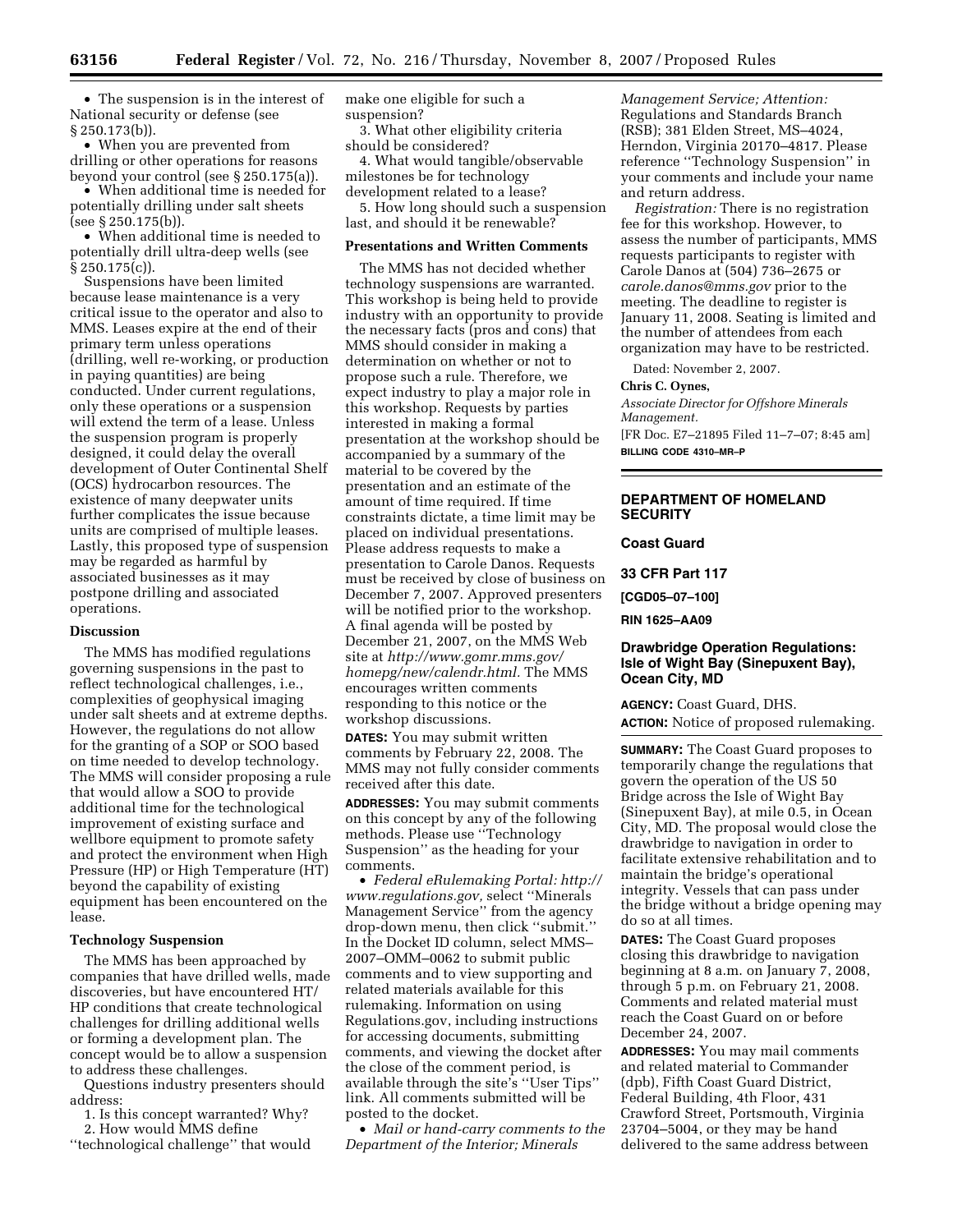- The suspension is in the interest of National security or defense (see § 250.173(b)).
- When you are prevented from drilling or other operations for reasons beyond your control (see § 250.175(a)).
- When additional time is needed for potentially drilling under salt sheets (see § 250.175(b)).
- When additional time is needed to potentially drill ultra-deep wells (see § 250.175(c)).

Suspensions have been limited because lease maintenance is a very critical issue to the operator and also to MMS. Leases expire at the end of their primary term unless operations (drilling, well re-working, or production in paying quantities) are being conducted. Under current regulations, only these operations or a suspension will extend the term of a lease. Unless the suspension program is properly designed, it could delay the overall development of Outer Continental Shelf (OCS) hydrocarbon resources. The existence of many deepwater units further complicates the issue because units are comprised of multiple leases. Lastly, this proposed type of suspension may be regarded as harmful by associated businesses as it may postpone drilling and associated operations.

## Discussion

The MMS has modified regulations governing suspensions in the past to reflect technological challenges, i.e., complexities of geophysical imaging under salt sheets and at extreme depths. However, the regulations do not allow for the granting of a SOP or SOO based on time needed to develop technology. The MMS will consider proposing a rule that would allow a SOO to provide additional time for the technological improvement of existing surface and wellbore equipment to promote safety and protect the environment when High Pressure (HP) or High Temperature (HT) beyond the capability of existing equipment has been encountered on the lease.

## Technology Suspension

The MMS has been approached by companies that have drilled wells, made discoveries, but have encountered HT/HP conditions that create technological challenges for drilling additional wells or forming a development plan. The concept would be to allow a suspension to address these challenges.

Questions industry presenters should address:

1. Is this concept warranted? Why?
2. How would MMS define ''technological challenge'' that would make one eligible for such a suspension?
3. What other eligibility criteria should be considered?
4. What would tangible/observable milestones be for technology development related to a lease?
5. How long should such a suspension last, and should it be renewable?

## Presentations and Written Comments

The MMS has not decided whether technology suspensions are warranted. This workshop is being held to provide industry with an opportunity to provide the necessary facts (pros and cons) that MMS should consider in making a determination on whether or not to propose such a rule. Therefore, we expect industry to play a major role in this workshop. Requests by parties interested in making a formal presentation at the workshop should be accompanied by a summary of the material to be covered by the presentation and an estimate of the amount of time required. If time constraints dictate, a time limit may be placed on individual presentations. Please address requests to make a presentation to Carole Danos. Requests must be received by close of business on December 7, 2007. Approved presenters will be notified prior to the workshop. A final agenda will be posted by December 21, 2007, on the MMS Web site at *http://www.gomr.mms.gov/homepg/new/calendr.html.* The MMS encourages written comments responding to this notice or the workshop discussions.

**DATES:** You may submit written comments by February 22, 2008. The MMS may not fully consider comments received after this date.

**ADDRESSES:** You may submit comments on this concept by any of the following methods. Please use ''Technology Suspension'' as the heading for your comments.

- *Federal eRulemaking Portal: http://www.regulations.gov,* select ''Minerals Management Service'' from the agency drop-down menu, then click ''submit.'' In the Docket ID column, select MMS–2007–OMM–0062 to submit public comments and to view supporting and related materials available for this rulemaking. Information on using Regulations.gov, including instructions for accessing documents, submitting comments, and viewing the docket after the close of the comment period, is available through the site's ''User Tips'' link. All comments submitted will be posted to the docket.
- *Mail or hand-carry comments to the Department of the Interior; Minerals Management Service; Attention:* Regulations and Standards Branch (RSB); 381 Elden Street, MS–4024, Herndon, Virginia 20170–4817. Please reference ''Technology Suspension'' in your comments and include your name and return address.

*Registration:* There is no registration fee for this workshop. However, to assess the number of participants, MMS requests participants to register with Carole Danos at (504) 736–2675 or *carole.danos@mms.gov* prior to the meeting. The deadline to register is January 11, 2008. Seating is limited and the number of attendees from each organization may have to be restricted.

Dated: November 2, 2007.

**Chris C. Oynes,**

*Associate Director for Offshore Minerals Management.*

[FR Doc. E7–21895 Filed 11–7–07; 8:45 am]

**BILLING CODE 4310–MR–P**

# DEPARTMENT OF HOMELAND SECURITY

## Coast Guard

## 33 CFR Part 117

**[CGD05–07–100]**

**RIN 1625–AA09**

## Drawbridge Operation Regulations: Isle of Wight Bay (Sinepuxent Bay), Ocean City, MD

**AGENCY:** Coast Guard, DHS.

**ACTION:** Notice of proposed rulemaking.

**SUMMARY:** The Coast Guard proposes to temporarily change the regulations that govern the operation of the US 50 Bridge across the Isle of Wight Bay (Sinepuxent Bay), at mile 0.5, in Ocean City, MD. The proposal would close the drawbridge to navigation in order to facilitate extensive rehabilitation and to maintain the bridge's operational integrity. Vessels that can pass under the bridge without a bridge opening may do so at all times.

**DATES:** The Coast Guard proposes closing this drawbridge to navigation beginning at 8 a.m. on January 7, 2008, through 5 p.m. on February 21, 2008. Comments and related material must reach the Coast Guard on or before December 24, 2007.

**ADDRESSES:** You may mail comments and related material to Commander (dpb), Fifth Coast Guard District, Federal Building, 4th Floor, 431 Crawford Street, Portsmouth, Virginia 23704–5004, or they may be hand delivered to the same address between